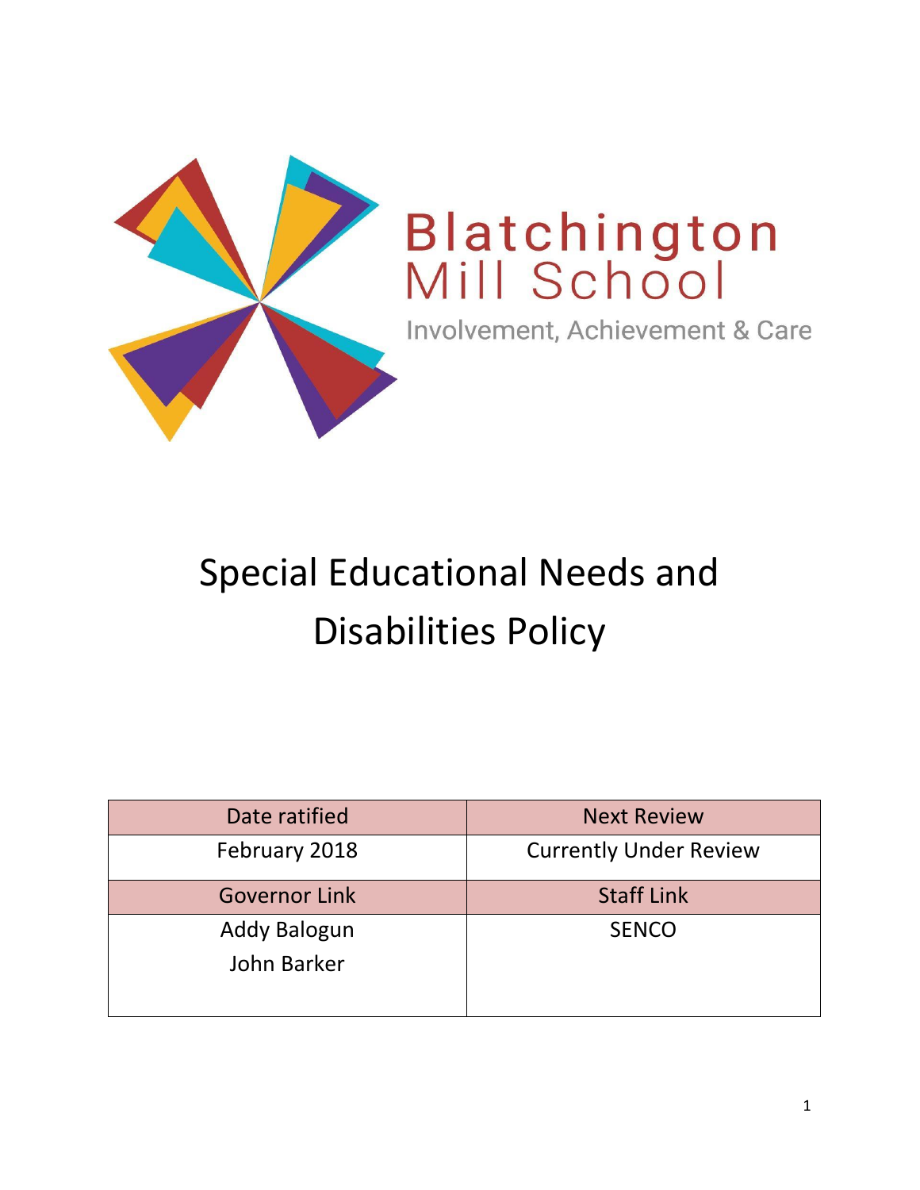Blatchington Mill School

Involvement, Achievement & Care

# Special Educational Needs and Disabilities Policy

| Date ratified | Next Review |
| --- | --- |
| February 2018 | Currently Under Review |
| **Governor Link** | **Staff Link** |
| Addy Balogun<br>John Barker | SENCO |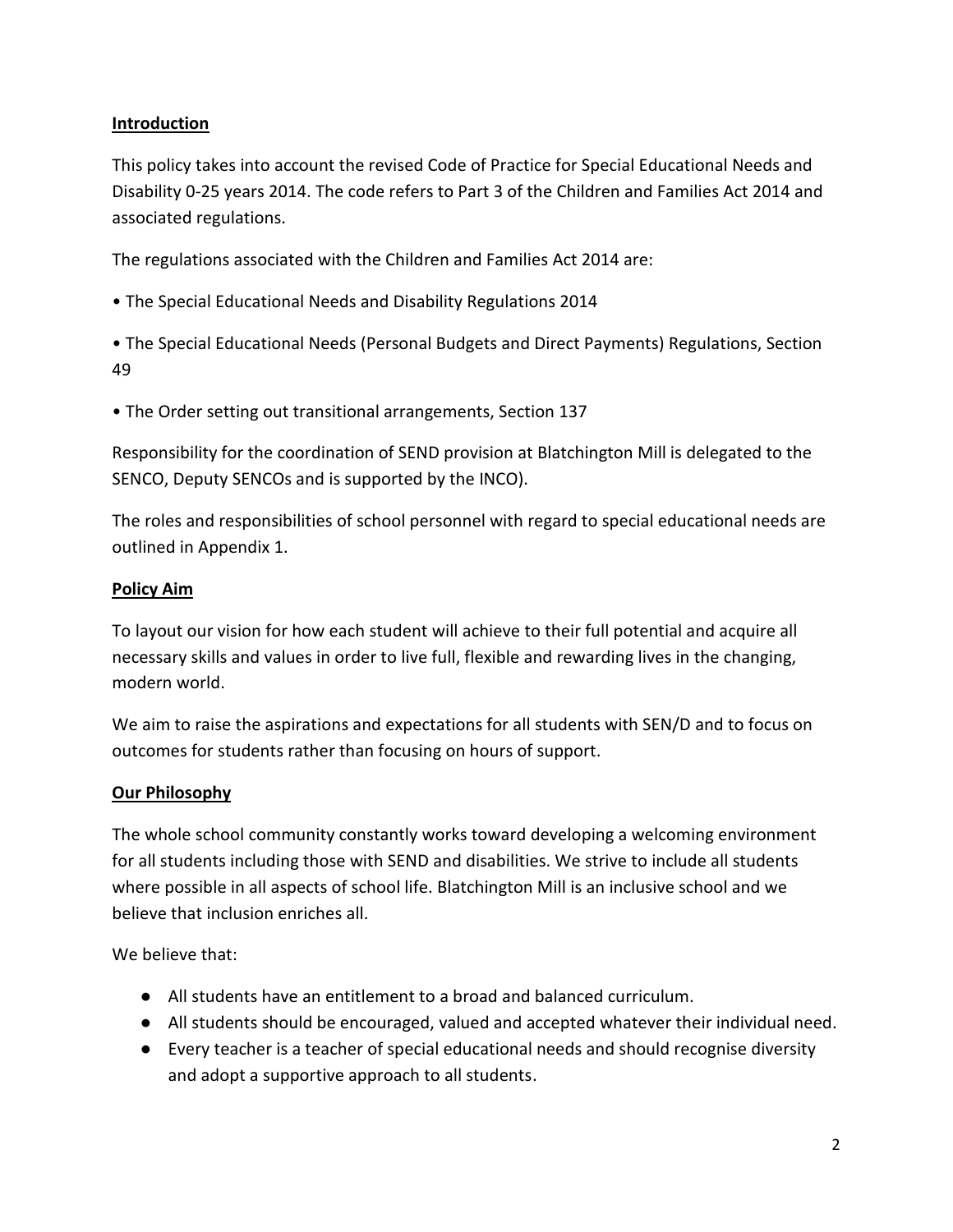## Introduction

This policy takes into account the revised Code of Practice for Special Educational Needs and Disability 0-25 years 2014. The code refers to Part 3 of the Children and Families Act 2014 and associated regulations.

The regulations associated with the Children and Families Act 2014 are:

- The Special Educational Needs and Disability Regulations 2014
- The Special Educational Needs (Personal Budgets and Direct Payments) Regulations, Section 49
- The Order setting out transitional arrangements, Section 137

Responsibility for the coordination of SEND provision at Blatchington Mill is delegated to the SENCO, Deputy SENCOs and is supported by the INCO).

The roles and responsibilities of school personnel with regard to special educational needs are outlined in Appendix 1.

## Policy Aim

To layout our vision for how each student will achieve to their full potential and acquire all necessary skills and values in order to live full, flexible and rewarding lives in the changing, modern world.

We aim to raise the aspirations and expectations for all students with SEN/D and to focus on outcomes for students rather than focusing on hours of support.

## Our Philosophy

The whole school community constantly works toward developing a welcoming environment for all students including those with SEND and disabilities. We strive to include all students where possible in all aspects of school life. Blatchington Mill is an inclusive school and we believe that inclusion enriches all.

We believe that:

- All students have an entitlement to a broad and balanced curriculum.
- All students should be encouraged, valued and accepted whatever their individual need.
- Every teacher is a teacher of special educational needs and should recognise diversity and adopt a supportive approach to all students.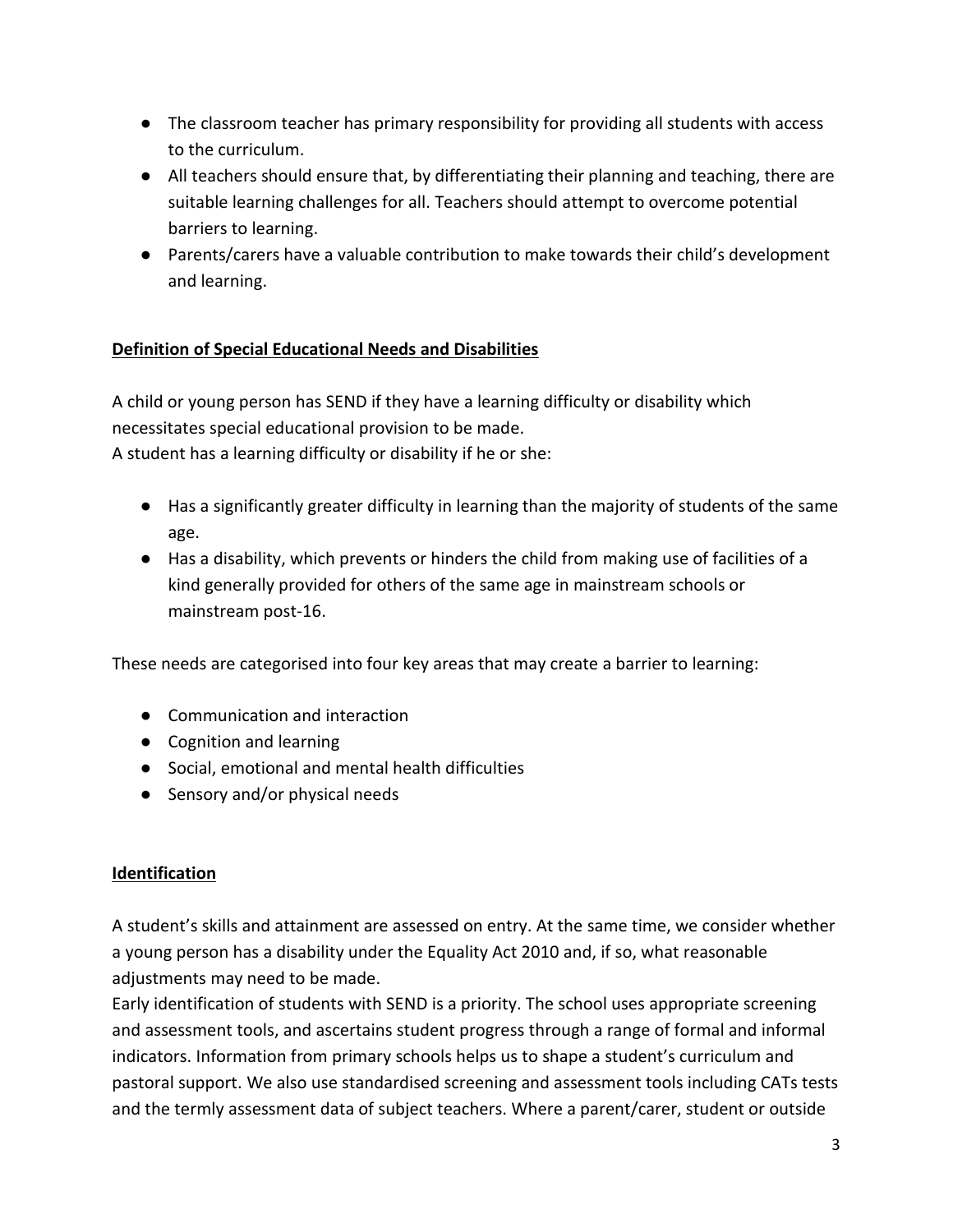- The classroom teacher has primary responsibility for providing all students with access to the curriculum.
- All teachers should ensure that, by differentiating their planning and teaching, there are suitable learning challenges for all. Teachers should attempt to overcome potential barriers to learning.
- Parents/carers have a valuable contribution to make towards their child's development and learning.

## Definition of Special Educational Needs and Disabilities

A child or young person has SEND if they have a learning difficulty or disability which necessitates special educational provision to be made.
A student has a learning difficulty or disability if he or she:

- Has a significantly greater difficulty in learning than the majority of students of the same age.
- Has a disability, which prevents or hinders the child from making use of facilities of a kind generally provided for others of the same age in mainstream schools or mainstream post-16.

These needs are categorised into four key areas that may create a barrier to learning:

- Communication and interaction
- Cognition and learning
- Social, emotional and mental health difficulties
- Sensory and/or physical needs

## Identification

A student's skills and attainment are assessed on entry. At the same time, we consider whether a young person has a disability under the Equality Act 2010 and, if so, what reasonable adjustments may need to be made.
Early identification of students with SEND is a priority. The school uses appropriate screening and assessment tools, and ascertains student progress through a range of formal and informal indicators. Information from primary schools helps us to shape a student's curriculum and pastoral support. We also use standardised screening and assessment tools including CATs tests and the termly assessment data of subject teachers. Where a parent/carer, student or outside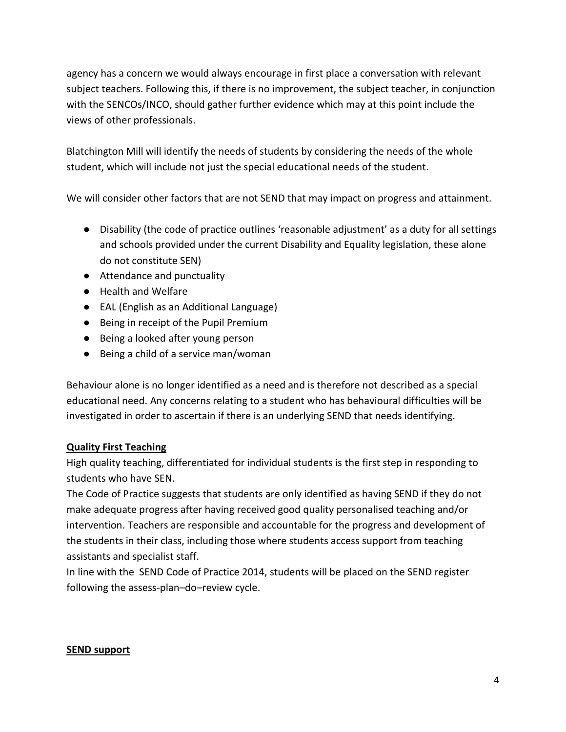agency has a concern we would always encourage in first place a conversation with relevant subject teachers. Following this, if there is no improvement, the subject teacher, in conjunction with the SENCOs/INCO, should gather further evidence which may at this point include the views of other professionals.

Blatchington Mill will identify the needs of students by considering the needs of the whole student, which will include not just the special educational needs of the student.

We will consider other factors that are not SEND that may impact on progress and attainment.

- Disability (the code of practice outlines 'reasonable adjustment' as a duty for all settings and schools provided under the current Disability and Equality legislation, these alone do not constitute SEN)
- Attendance and punctuality
- Health and Welfare
- EAL (English as an Additional Language)
- Being in receipt of the Pupil Premium
- Being a looked after young person
- Being a child of a service man/woman

Behaviour alone is no longer identified as a need and is therefore not described as a special educational need. Any concerns relating to a student who has behavioural difficulties will be investigated in order to ascertain if there is an underlying SEND that needs identifying.

## Quality First Teaching

High quality teaching, differentiated for individual students is the first step in responding to students who have SEN.
The Code of Practice suggests that students are only identified as having SEND if they do not make adequate progress after having received good quality personalised teaching and/or intervention. Teachers are responsible and accountable for the progress and development of the students in their class, including those where students access support from teaching assistants and specialist staff.
In line with the SEND Code of Practice 2014, students will be placed on the SEND register following the assess-plan–do–review cycle.

## SEND support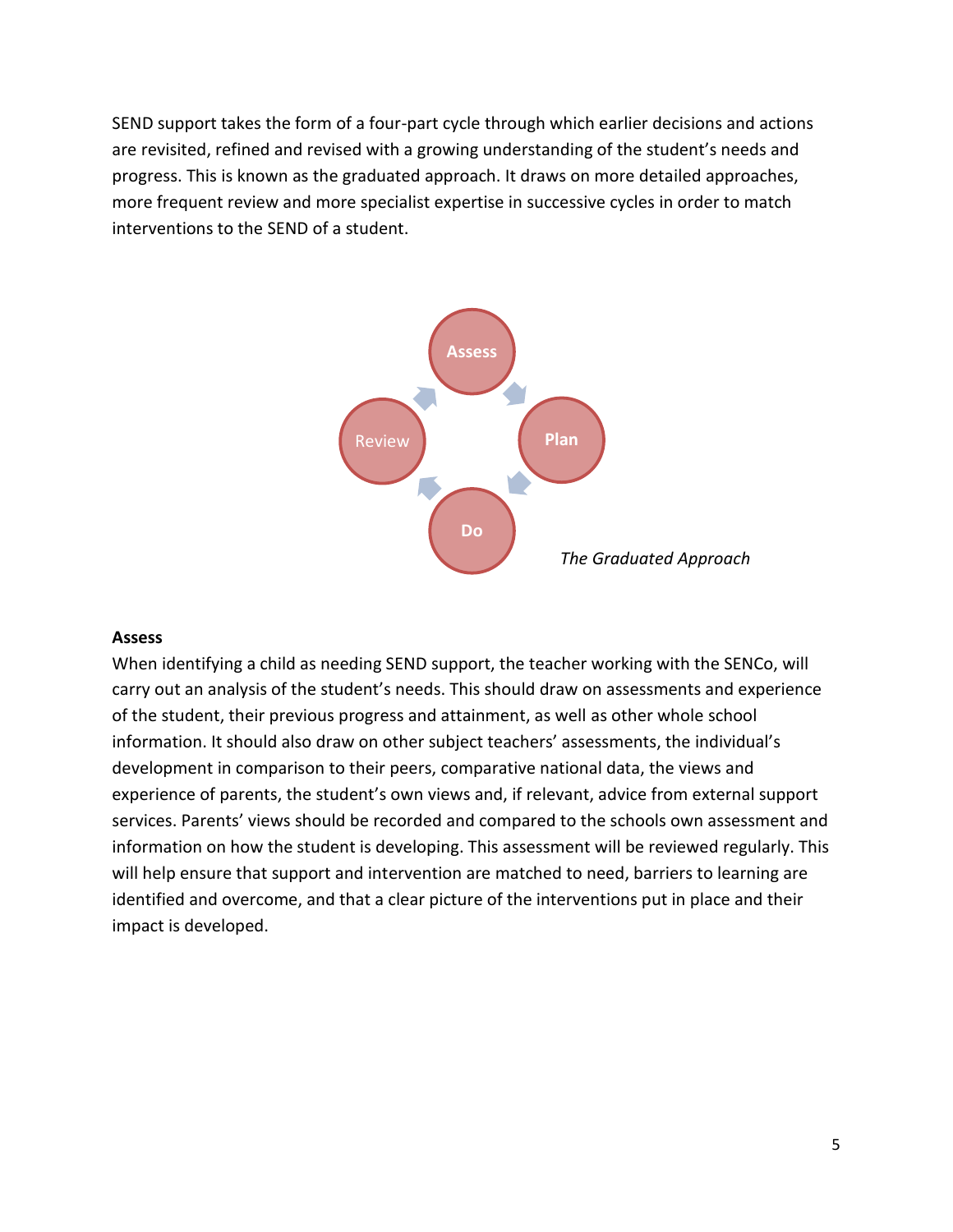SEND support takes the form of a four-part cycle through which earlier decisions and actions are revisited, refined and revised with a growing understanding of the student's needs and progress. This is known as the graduated approach. It draws on more detailed approaches, more frequent review and more specialist expertise in successive cycles in order to match interventions to the SEND of a student.

Assess → Plan → Do → Review

*The Graduated Approach*

**Assess**

When identifying a child as needing SEND support, the teacher working with the SENCo, will carry out an analysis of the student's needs. This should draw on assessments and experience of the student, their previous progress and attainment, as well as other whole school information. It should also draw on other subject teachers' assessments, the individual's development in comparison to their peers, comparative national data, the views and experience of parents, the student's own views and, if relevant, advice from external support services. Parents' views should be recorded and compared to the schools own assessment and information on how the student is developing. This assessment will be reviewed regularly. This will help ensure that support and intervention are matched to need, barriers to learning are identified and overcome, and that a clear picture of the interventions put in place and their impact is developed.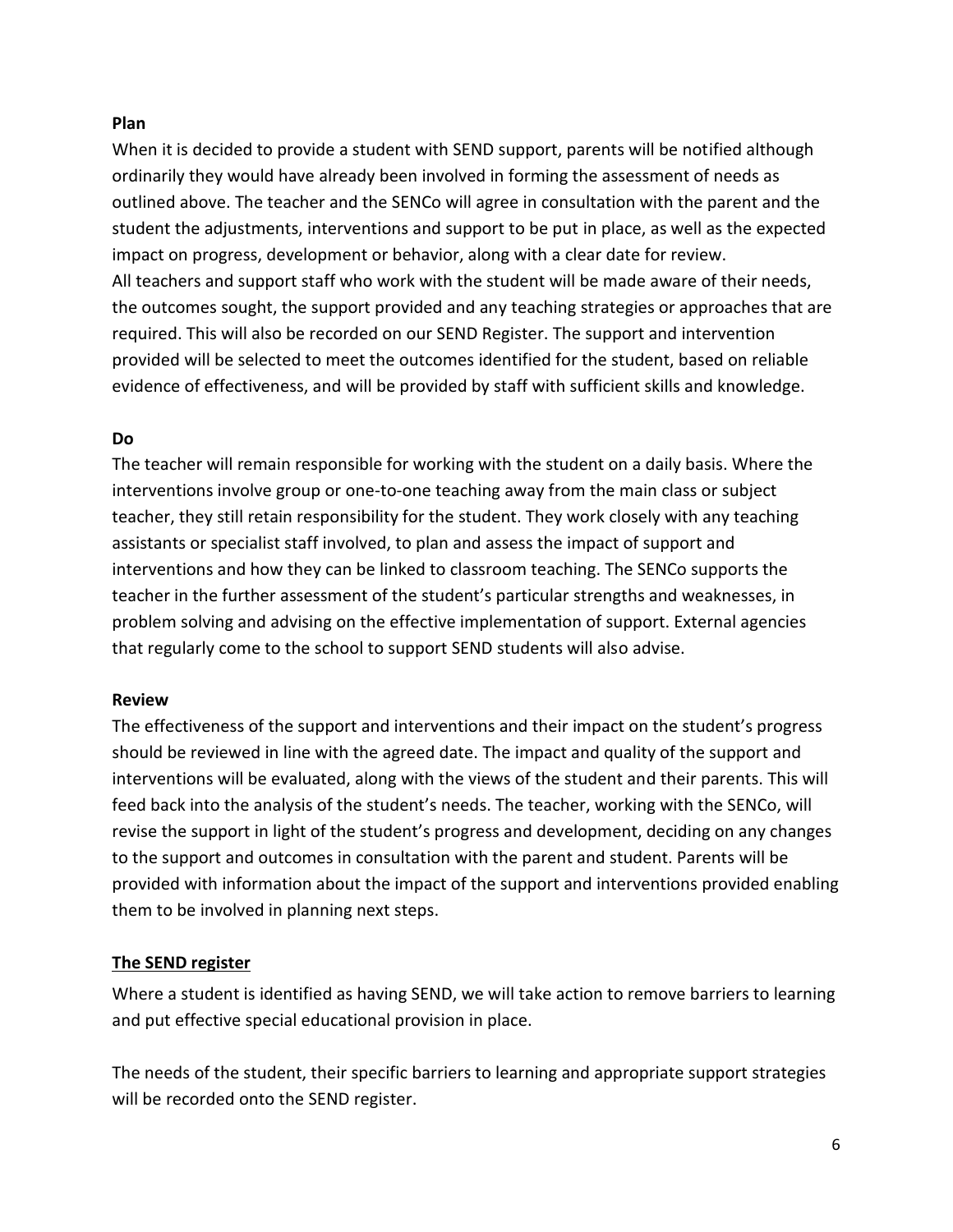**Plan**

When it is decided to provide a student with SEND support, parents will be notified although ordinarily they would have already been involved in forming the assessment of needs as outlined above. The teacher and the SENCo will agree in consultation with the parent and the student the adjustments, interventions and support to be put in place, as well as the expected impact on progress, development or behavior, along with a clear date for review.
All teachers and support staff who work with the student will be made aware of their needs, the outcomes sought, the support provided and any teaching strategies or approaches that are required. This will also be recorded on our SEND Register. The support and intervention provided will be selected to meet the outcomes identified for the student, based on reliable evidence of effectiveness, and will be provided by staff with sufficient skills and knowledge.

**Do**

The teacher will remain responsible for working with the student on a daily basis. Where the interventions involve group or one-to-one teaching away from the main class or subject teacher, they still retain responsibility for the student. They work closely with any teaching assistants or specialist staff involved, to plan and assess the impact of support and interventions and how they can be linked to classroom teaching. The SENCo supports the teacher in the further assessment of the student's particular strengths and weaknesses, in problem solving and advising on the effective implementation of support. External agencies that regularly come to the school to support SEND students will also advise.

**Review**

The effectiveness of the support and interventions and their impact on the student's progress should be reviewed in line with the agreed date. The impact and quality of the support and interventions will be evaluated, along with the views of the student and their parents. This will feed back into the analysis of the student's needs. The teacher, working with the SENCo, will revise the support in light of the student's progress and development, deciding on any changes to the support and outcomes in consultation with the parent and student. Parents will be provided with information about the impact of the support and interventions provided enabling them to be involved in planning next steps.

**The SEND register**

Where a student is identified as having SEND, we will take action to remove barriers to learning and put effective special educational provision in place.

The needs of the student, their specific barriers to learning and appropriate support strategies will be recorded onto the SEND register.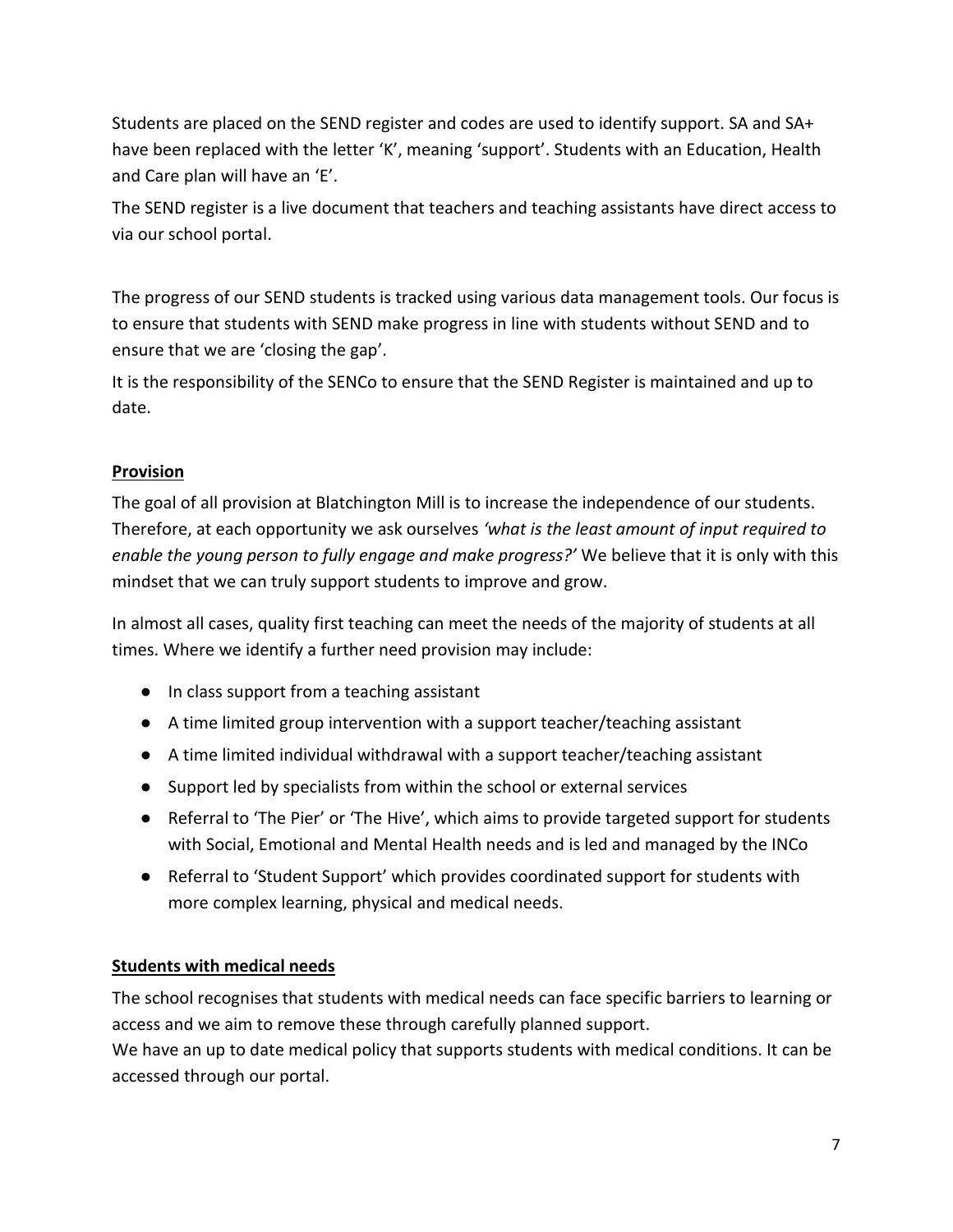Students are placed on the SEND register and codes are used to identify support. SA and SA+ have been replaced with the letter 'K', meaning 'support'. Students with an Education, Health and Care plan will have an 'E'.

The SEND register is a live document that teachers and teaching assistants have direct access to via our school portal.

The progress of our SEND students is tracked using various data management tools. Our focus is to ensure that students with SEND make progress in line with students without SEND and to ensure that we are 'closing the gap'.

It is the responsibility of the SENCo to ensure that the SEND Register is maintained and up to date.

## Provision

The goal of all provision at Blatchington Mill is to increase the independence of our students. Therefore, at each opportunity we ask ourselves *'what is the least amount of input required to enable the young person to fully engage and make progress?'* We believe that it is only with this mindset that we can truly support students to improve and grow.

In almost all cases, quality first teaching can meet the needs of the majority of students at all times. Where we identify a further need provision may include:

- In class support from a teaching assistant
- A time limited group intervention with a support teacher/teaching assistant
- A time limited individual withdrawal with a support teacher/teaching assistant
- Support led by specialists from within the school or external services
- Referral to 'The Pier' or 'The Hive', which aims to provide targeted support for students with Social, Emotional and Mental Health needs and is led and managed by the INCo
- Referral to 'Student Support' which provides coordinated support for students with more complex learning, physical and medical needs.

## Students with medical needs

The school recognises that students with medical needs can face specific barriers to learning or access and we aim to remove these through carefully planned support.

We have an up to date medical policy that supports students with medical conditions. It can be accessed through our portal.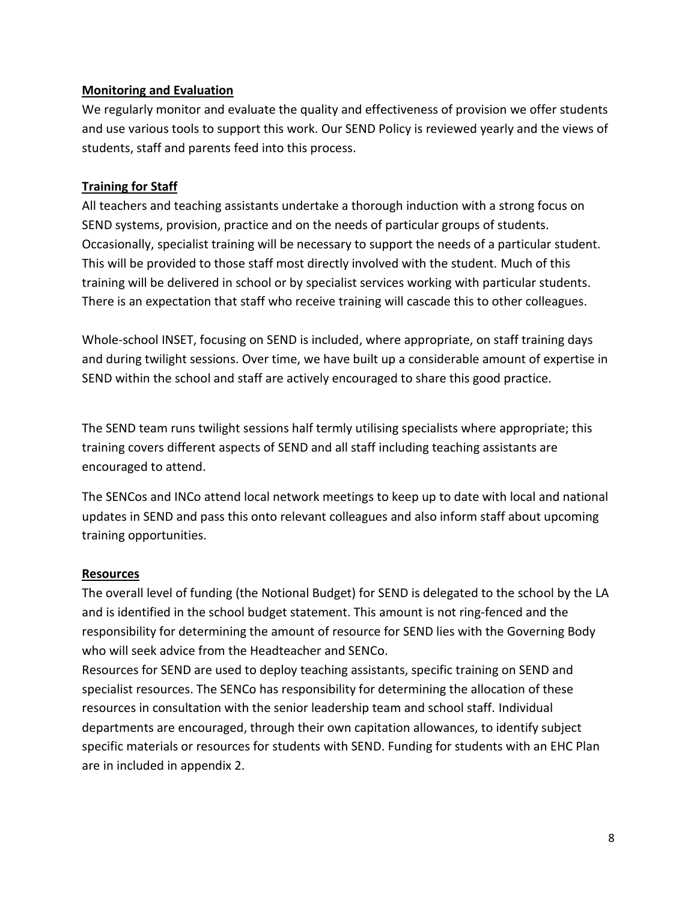## Monitoring and Evaluation

We regularly monitor and evaluate the quality and effectiveness of provision we offer students and use various tools to support this work. Our SEND Policy is reviewed yearly and the views of students, staff and parents feed into this process.

## Training for Staff

All teachers and teaching assistants undertake a thorough induction with a strong focus on SEND systems, provision, practice and on the needs of particular groups of students. Occasionally, specialist training will be necessary to support the needs of a particular student. This will be provided to those staff most directly involved with the student. Much of this training will be delivered in school or by specialist services working with particular students. There is an expectation that staff who receive training will cascade this to other colleagues.

Whole-school INSET, focusing on SEND is included, where appropriate, on staff training days and during twilight sessions. Over time, we have built up a considerable amount of expertise in SEND within the school and staff are actively encouraged to share this good practice.

The SEND team runs twilight sessions half termly utilising specialists where appropriate; this training covers different aspects of SEND and all staff including teaching assistants are encouraged to attend.

The SENCos and INCo attend local network meetings to keep up to date with local and national updates in SEND and pass this onto relevant colleagues and also inform staff about upcoming training opportunities.

## Resources

The overall level of funding (the Notional Budget) for SEND is delegated to the school by the LA and is identified in the school budget statement. This amount is not ring-fenced and the responsibility for determining the amount of resource for SEND lies with the Governing Body who will seek advice from the Headteacher and SENCo.

Resources for SEND are used to deploy teaching assistants, specific training on SEND and specialist resources. The SENCo has responsibility for determining the allocation of these resources in consultation with the senior leadership team and school staff. Individual departments are encouraged, through their own capitation allowances, to identify subject specific materials or resources for students with SEND. Funding for students with an EHC Plan are in included in appendix 2.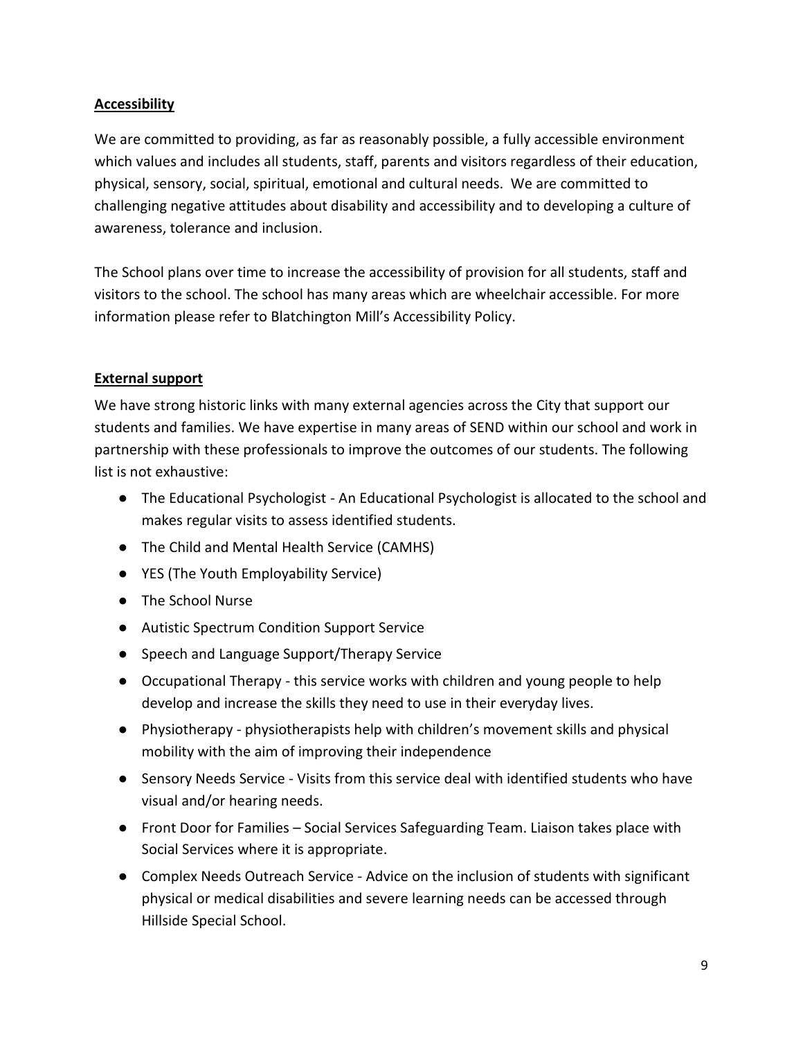## Accessibility

We are committed to providing, as far as reasonably possible, a fully accessible environment which values and includes all students, staff, parents and visitors regardless of their education, physical, sensory, social, spiritual, emotional and cultural needs. We are committed to challenging negative attitudes about disability and accessibility and to developing a culture of awareness, tolerance and inclusion.

The School plans over time to increase the accessibility of provision for all students, staff and visitors to the school. The school has many areas which are wheelchair accessible. For more information please refer to Blatchington Mill's Accessibility Policy.

## External support

We have strong historic links with many external agencies across the City that support our students and families. We have expertise in many areas of SEND within our school and work in partnership with these professionals to improve the outcomes of our students. The following list is not exhaustive:

- The Educational Psychologist - An Educational Psychologist is allocated to the school and makes regular visits to assess identified students.
- The Child and Mental Health Service (CAMHS)
- YES (The Youth Employability Service)
- The School Nurse
- Autistic Spectrum Condition Support Service
- Speech and Language Support/Therapy Service
- Occupational Therapy - this service works with children and young people to help develop and increase the skills they need to use in their everyday lives.
- Physiotherapy - physiotherapists help with children's movement skills and physical mobility with the aim of improving their independence
- Sensory Needs Service - Visits from this service deal with identified students who have visual and/or hearing needs.
- Front Door for Families – Social Services Safeguarding Team. Liaison takes place with Social Services where it is appropriate.
- Complex Needs Outreach Service - Advice on the inclusion of students with significant physical or medical disabilities and severe learning needs can be accessed through Hillside Special School.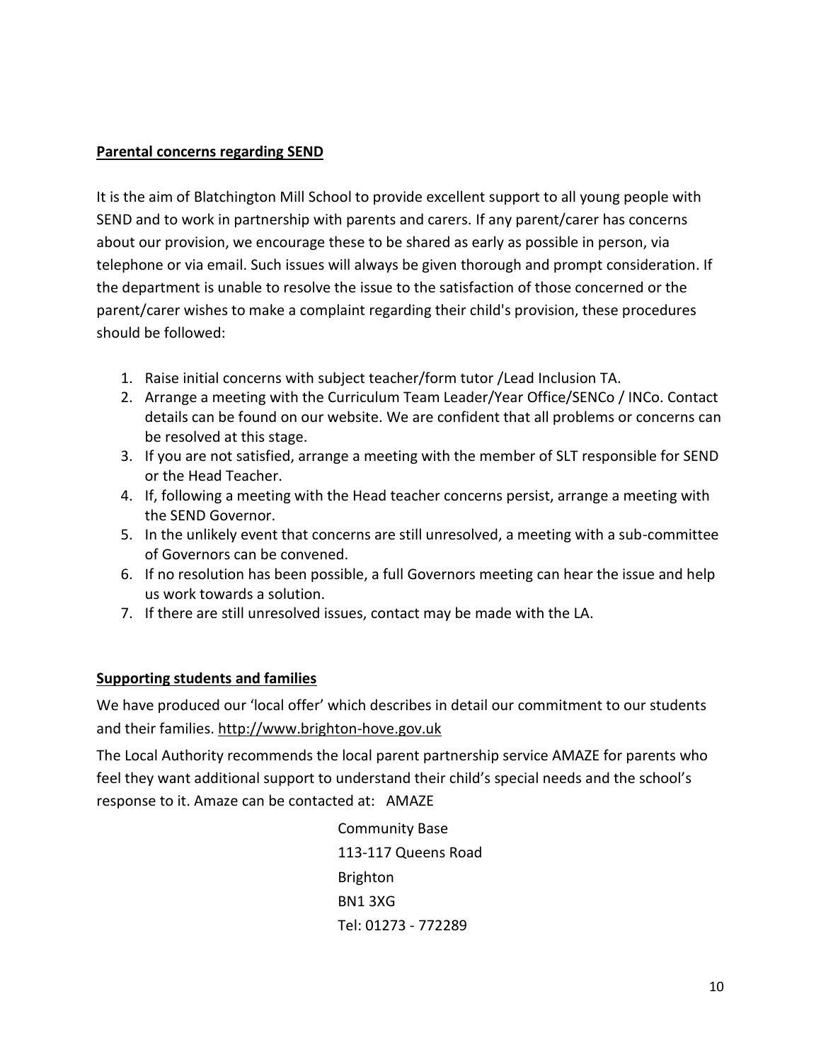**Parental concerns regarding SEND**

It is the aim of Blatchington Mill School to provide excellent support to all young people with SEND and to work in partnership with parents and carers. If any parent/carer has concerns about our provision, we encourage these to be shared as early as possible in person, via telephone or via email. Such issues will always be given thorough and prompt consideration. If the department is unable to resolve the issue to the satisfaction of those concerned or the parent/carer wishes to make a complaint regarding their child's provision, these procedures should be followed:

1. Raise initial concerns with subject teacher/form tutor /Lead Inclusion TA.
2. Arrange a meeting with the Curriculum Team Leader/Year Office/SENCo / INCo. Contact details can be found on our website. We are confident that all problems or concerns can be resolved at this stage.
3. If you are not satisfied, arrange a meeting with the member of SLT responsible for SEND or the Head Teacher.
4. If, following a meeting with the Head teacher concerns persist, arrange a meeting with the SEND Governor.
5. In the unlikely event that concerns are still unresolved, a meeting with a sub-committee of Governors can be convened.
6. If no resolution has been possible, a full Governors meeting can hear the issue and help us work towards a solution.
7. If there are still unresolved issues, contact may be made with the LA.

**Supporting students and families**

We have produced our 'local offer' which describes in detail our commitment to our students and their families. http://www.brighton-hove.gov.uk

The Local Authority recommends the local parent partnership service AMAZE for parents who feel they want additional support to understand their child's special needs and the school's response to it. Amaze can be contacted at: AMAZE

Community Base
113-117 Queens Road
Brighton
BN1 3XG
Tel: 01273 - 772289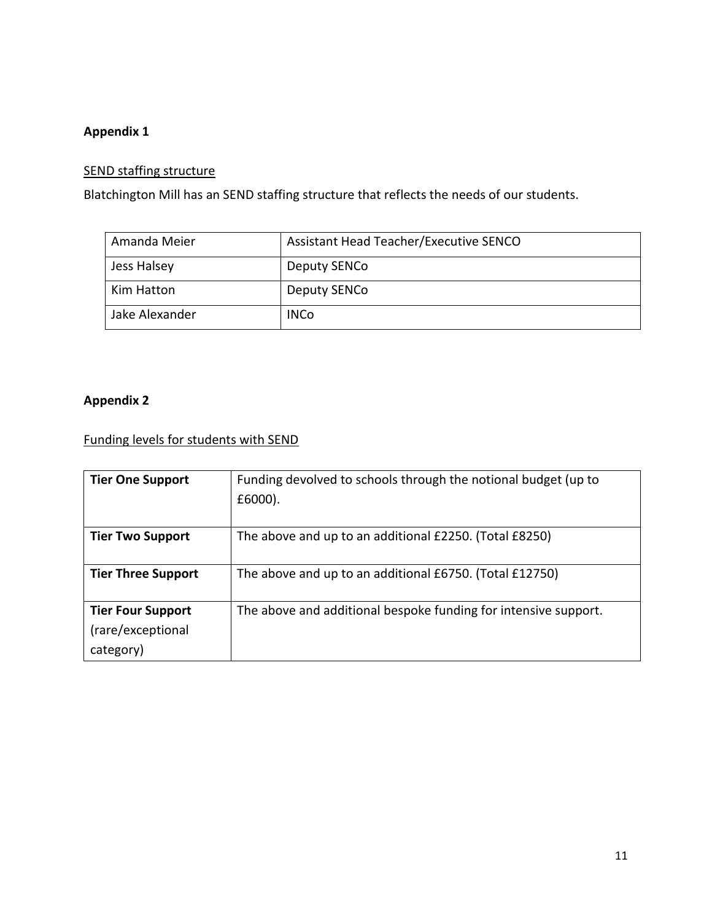## Appendix 1

SEND staffing structure

Blatchington Mill has an SEND staffing structure that reflects the needs of our students.

| Amanda Meier | Assistant Head Teacher/Executive SENCO |
|---|---|
| Jess Halsey | Deputy SENCo |
| Kim Hatton | Deputy SENCo |
| Jake Alexander | INCo |

## Appendix 2

Funding levels for students with SEND

| **Tier One Support** | Funding devolved to schools through the notional budget (up to £6000). |
|---|---|
| **Tier Two Support** | The above and up to an additional £2250. (Total £8250) |
| **Tier Three Support** | The above and up to an additional £6750. (Total £12750) |
| **Tier Four Support** (rare/exceptional category) | The above and additional bespoke funding for intensive support. |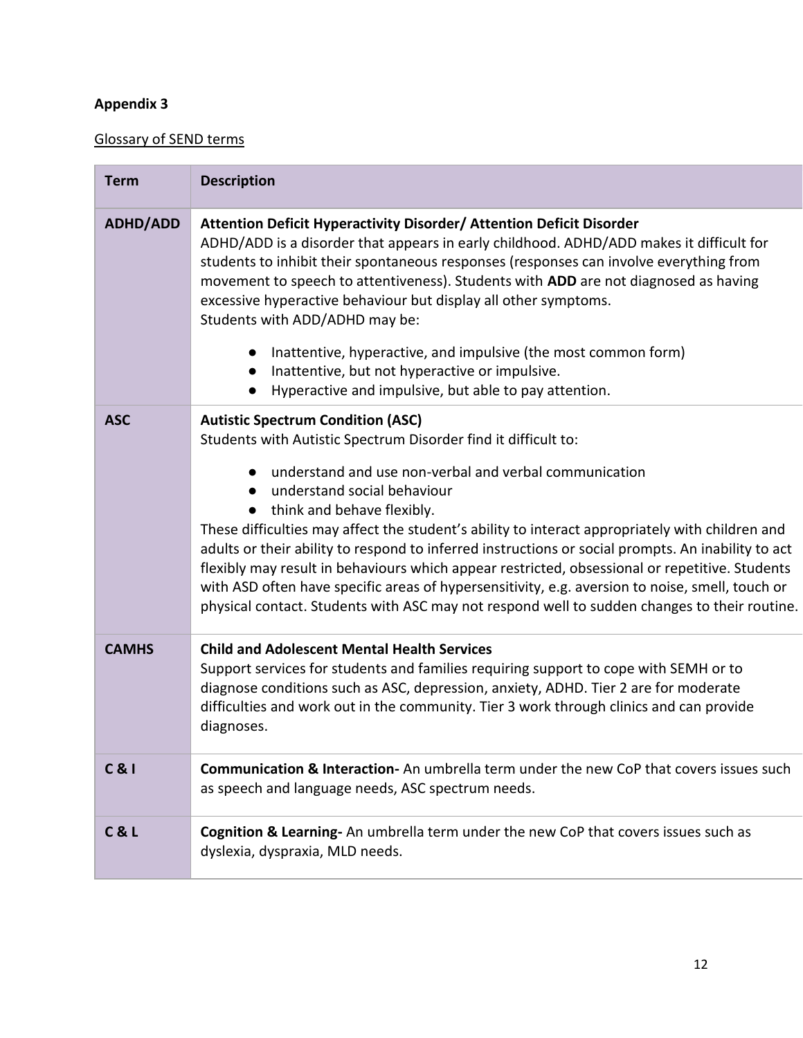**Appendix 3**

Glossary of SEND terms

| Term | Description |
|---|---|
| **ADHD/ADD** | **Attention Deficit Hyperactivity Disorder/ Attention Deficit Disorder**<br>ADHD/ADD is a disorder that appears in early childhood. ADHD/ADD makes it difficult for students to inhibit their spontaneous responses (responses can involve everything from movement to speech to attentiveness). Students with **ADD** are not diagnosed as having excessive hyperactive behaviour but display all other symptoms.<br>Students with ADD/ADHD may be:<br>● Inattentive, hyperactive, and impulsive (the most common form)<br>● Inattentive, but not hyperactive or impulsive.<br>● Hyperactive and impulsive, but able to pay attention. |
| **ASC** | **Autistic Spectrum Condition (ASC)**<br>Students with Autistic Spectrum Disorder find it difficult to:<br>● understand and use non-verbal and verbal communication<br>● understand social behaviour<br>● think and behave flexibly.<br>These difficulties may affect the student's ability to interact appropriately with children and adults or their ability to respond to inferred instructions or social prompts. An inability to act flexibly may result in behaviours which appear restricted, obsessional or repetitive. Students with ASD often have specific areas of hypersensitivity, e.g. aversion to noise, smell, touch or physical contact. Students with ASC may not respond well to sudden changes to their routine. |
| **CAMHS** | **Child and Adolescent Mental Health Services**<br>Support services for students and families requiring support to cope with SEMH or to diagnose conditions such as ASC, depression, anxiety, ADHD. Tier 2 are for moderate difficulties and work out in the community. Tier 3 work through clinics and can provide diagnoses. |
| **C & I** | **Communication & Interaction-** An umbrella term under the new CoP that covers issues such as speech and language needs, ASC spectrum needs. |
| **C & L** | **Cognition & Learning-** An umbrella term under the new CoP that covers issues such as dyslexia, dyspraxia, MLD needs. |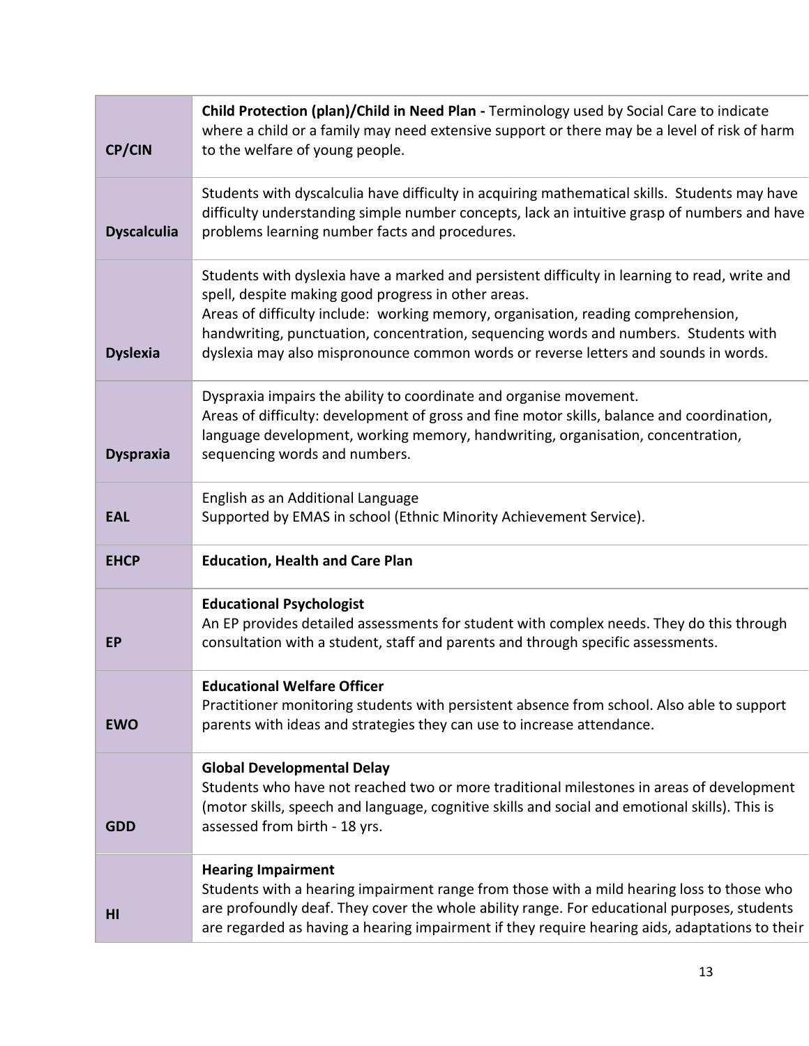| | |
|---|---|
| **CP/CIN** | **Child Protection (plan)/Child in Need Plan -** Terminology used by Social Care to indicate where a child or a family may need extensive support or there may be a level of risk of harm to the welfare of young people. |
| **Dyscalculia** | Students with dyscalculia have difficulty in acquiring mathematical skills. Students may have difficulty understanding simple number concepts, lack an intuitive grasp of numbers and have problems learning number facts and procedures. |
| **Dyslexia** | Students with dyslexia have a marked and persistent difficulty in learning to read, write and spell, despite making good progress in other areas.<br>Areas of difficulty include: working memory, organisation, reading comprehension, handwriting, punctuation, concentration, sequencing words and numbers. Students with dyslexia may also mispronounce common words or reverse letters and sounds in words. |
| **Dyspraxia** | Dyspraxia impairs the ability to coordinate and organise movement.<br>Areas of difficulty: development of gross and fine motor skills, balance and coordination, language development, working memory, handwriting, organisation, concentration, sequencing words and numbers. |
| **EAL** | English as an Additional Language<br>Supported by EMAS in school (Ethnic Minority Achievement Service). |
| **EHCP** | **Education, Health and Care Plan** |
| **EP** | **Educational Psychologist**<br>An EP provides detailed assessments for student with complex needs. They do this through consultation with a student, staff and parents and through specific assessments. |
| **EWO** | **Educational Welfare Officer**<br>Practitioner monitoring students with persistent absence from school. Also able to support parents with ideas and strategies they can use to increase attendance. |
| **GDD** | **Global Developmental Delay**<br>Students who have not reached two or more traditional milestones in areas of development (motor skills, speech and language, cognitive skills and social and emotional skills). This is assessed from birth - 18 yrs. |
| **HI** | **Hearing Impairment**<br>Students with a hearing impairment range from those with a mild hearing loss to those who are profoundly deaf. They cover the whole ability range. For educational purposes, students are regarded as having a hearing impairment if they require hearing aids, adaptations to their |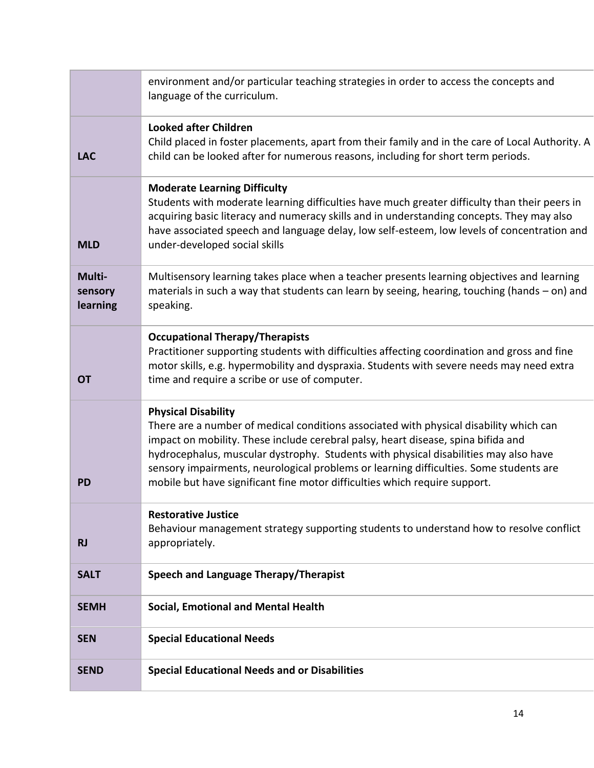| | |
|---|---|
| | environment and/or particular teaching strategies in order to access the concepts and language of the curriculum. |
| **LAC** | **Looked after Children**<br>Child placed in foster placements, apart from their family and in the care of Local Authority. A child can be looked after for numerous reasons, including for short term periods. |
| **MLD** | **Moderate Learning Difficulty**<br>Students with moderate learning difficulties have much greater difficulty than their peers in acquiring basic literacy and numeracy skills and in understanding concepts. They may also have associated speech and language delay, low self-esteem, low levels of concentration and under-developed social skills |
| **Multi-sensory learning** | Multisensory learning takes place when a teacher presents learning objectives and learning materials in such a way that students can learn by seeing, hearing, touching (hands – on) and speaking. |
| **OT** | **Occupational Therapy/Therapists**<br>Practitioner supporting students with difficulties affecting coordination and gross and fine motor skills, e.g. hypermobility and dyspraxia. Students with severe needs may need extra time and require a scribe or use of computer. |
| **PD** | **Physical Disability**<br>There are a number of medical conditions associated with physical disability which can impact on mobility. These include cerebral palsy, heart disease, spina bifida and hydrocephalus, muscular dystrophy. Students with physical disabilities may also have sensory impairments, neurological problems or learning difficulties. Some students are mobile but have significant fine motor difficulties which require support. |
| **RJ** | **Restorative Justice**<br>Behaviour management strategy supporting students to understand how to resolve conflict appropriately. |
| **SALT** | **Speech and Language Therapy/Therapist** |
| **SEMH** | **Social, Emotional and Mental Health** |
| **SEN** | **Special Educational Needs** |
| **SEND** | **Special Educational Needs and or Disabilities** |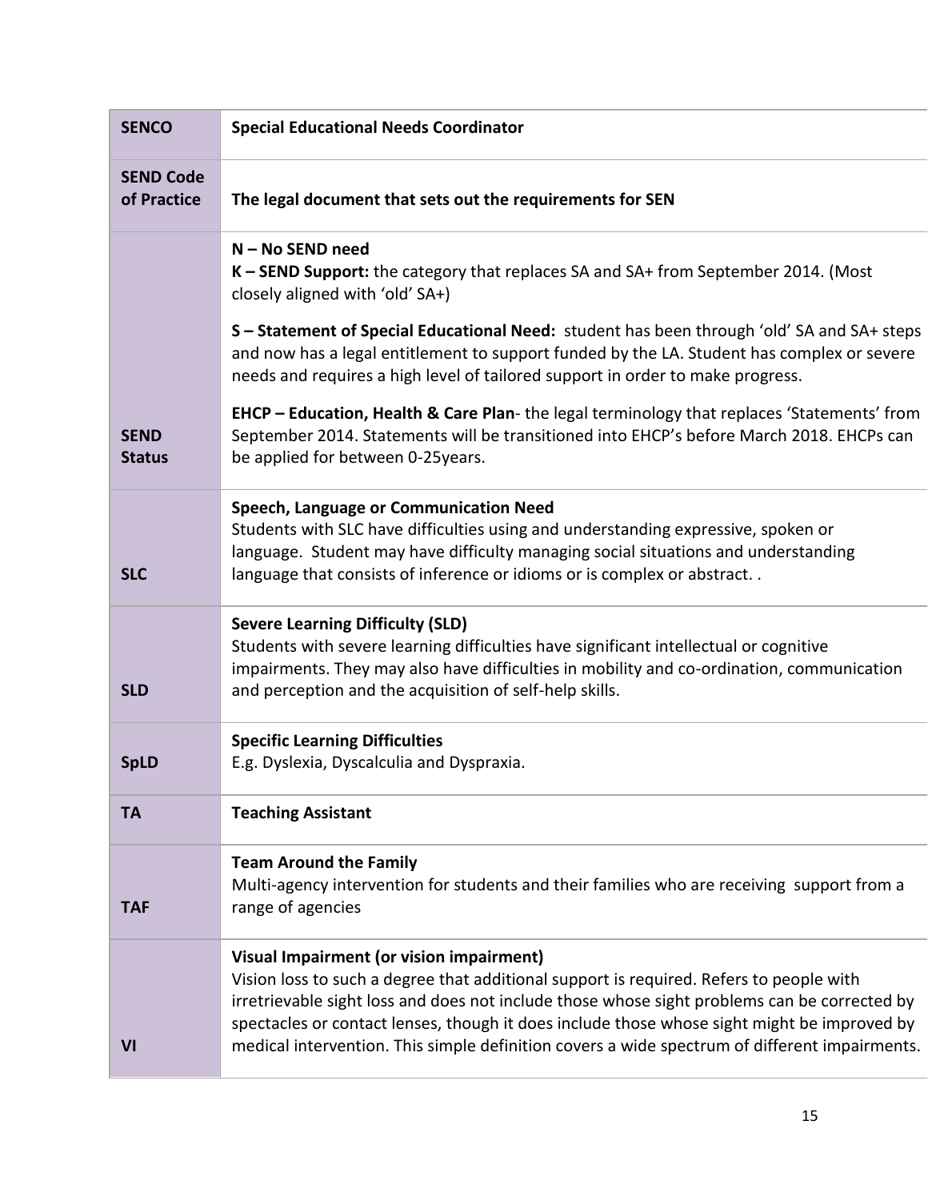| | |
|---|---|
| **SENCO** | **Special Educational Needs Coordinator** |
| **SEND Code of Practice** | **The legal document that sets out the requirements for SEN** |
| **SEND Status** | **N – No SEND need**<br>**K – SEND Support:** the category that replaces SA and SA+ from September 2014. (Most closely aligned with 'old' SA+)<br><br>**S – Statement of Special Educational Need:** student has been through 'old' SA and SA+ steps and now has a legal entitlement to support funded by the LA. Student has complex or severe needs and requires a high level of tailored support in order to make progress.<br><br>**EHCP – Education, Health & Care Plan**- the legal terminology that replaces 'Statements' from September 2014. Statements will be transitioned into EHCP's before March 2018. EHCPs can be applied for between 0-25years. |
| **SLC** | **Speech, Language or Communication Need**<br>Students with SLC have difficulties using and understanding expressive, spoken or language. Student may have difficulty managing social situations and understanding language that consists of inference or idioms or is complex or abstract. . |
| **SLD** | **Severe Learning Difficulty (SLD)**<br>Students with severe learning difficulties have significant intellectual or cognitive impairments. They may also have difficulties in mobility and co-ordination, communication and perception and the acquisition of self-help skills. |
| **SpLD** | **Specific Learning Difficulties**<br>E.g. Dyslexia, Dyscalculia and Dyspraxia. |
| **TA** | **Teaching Assistant** |
| **TAF** | **Team Around the Family**<br>Multi-agency intervention for students and their families who are receiving support from a range of agencies |
| **VI** | **Visual Impairment (or vision impairment)**<br>Vision loss to such a degree that additional support is required. Refers to people with irretrievable sight loss and does not include those whose sight problems can be corrected by spectacles or contact lenses, though it does include those whose sight might be improved by medical intervention. This simple definition covers a wide spectrum of different impairments. |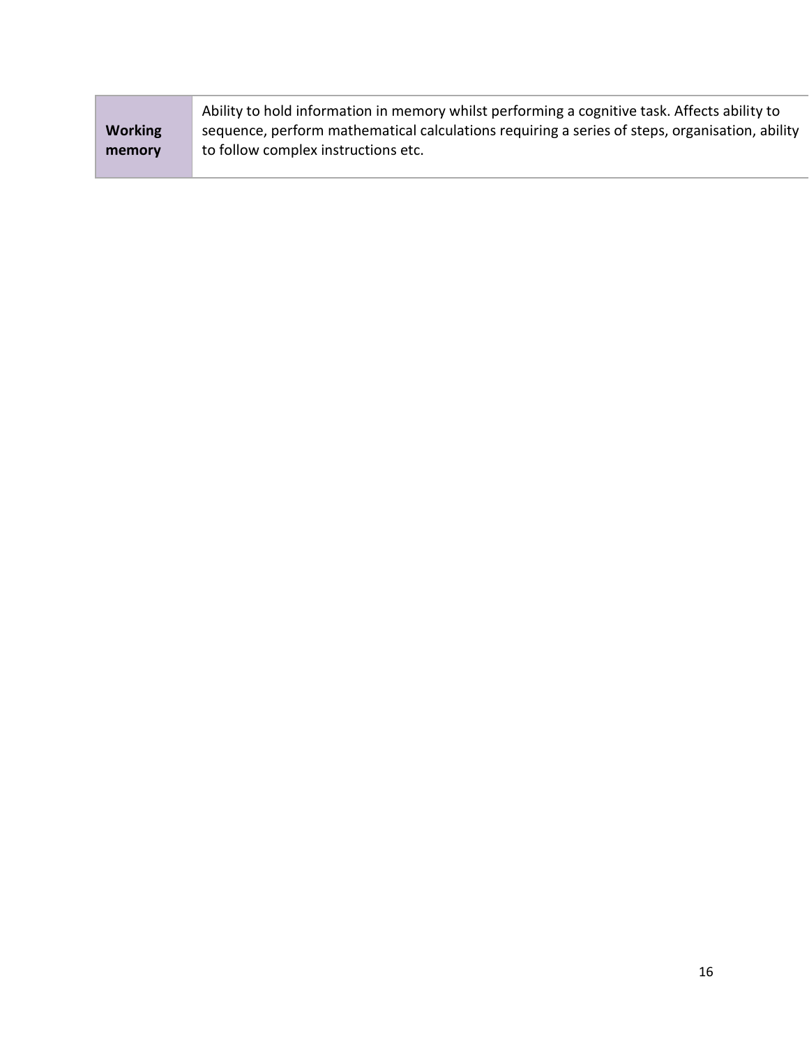| | |
|---|---|
| **Working memory** | Ability to hold information in memory whilst performing a cognitive task. Affects ability to sequence, perform mathematical calculations requiring a series of steps, organisation, ability to follow complex instructions etc. |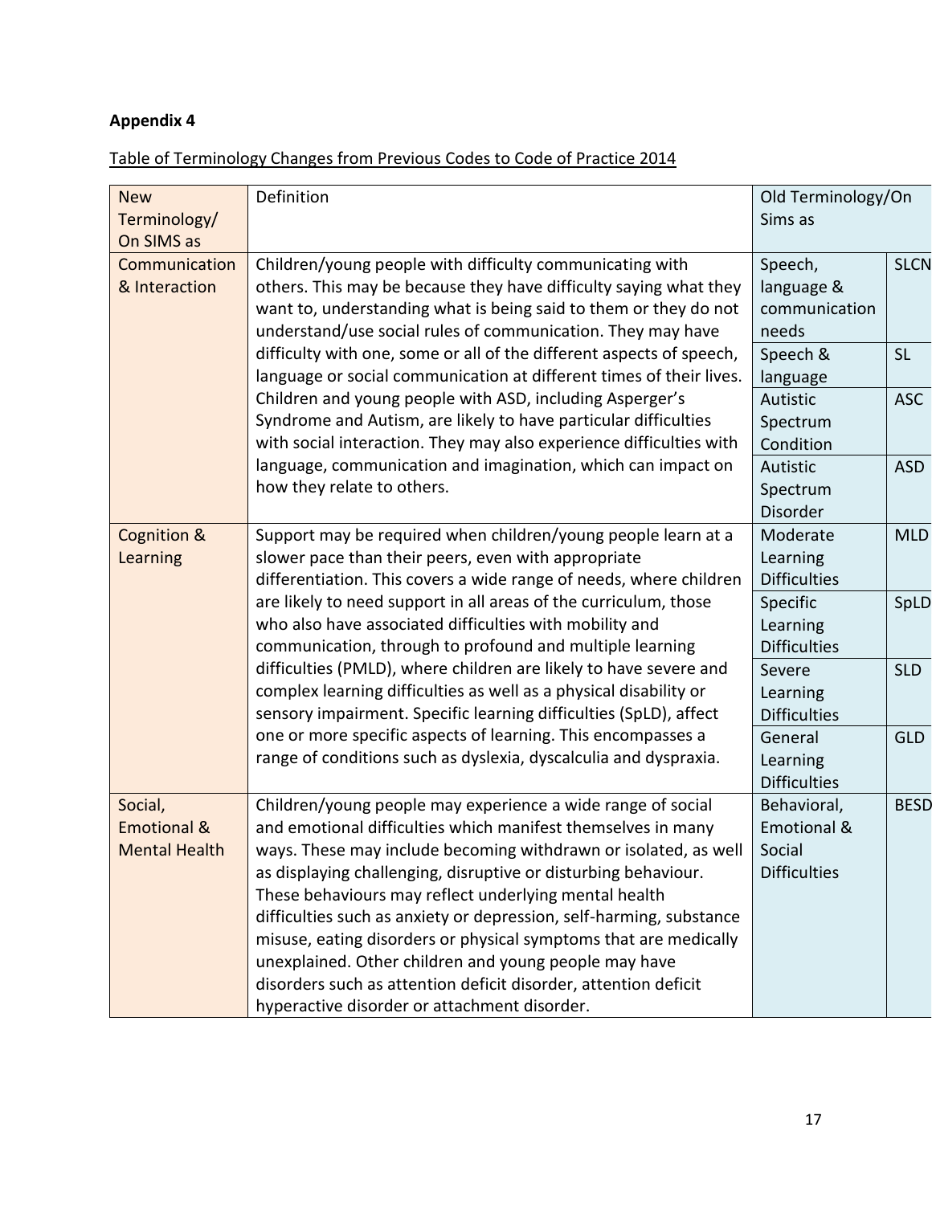**Appendix 4**

Table of Terminology Changes from Previous Codes to Code of Practice 2014

| New Terminology/ On SIMS as | Definition | Old Terminology/On Sims as | |
|---|---|---|---|
| Communication & Interaction | Children/young people with difficulty communicating with others. This may be because they have difficulty saying what they want to, understanding what is being said to them or they do not understand/use social rules of communication. They may have difficulty with one, some or all of the different aspects of speech, language or social communication at different times of their lives. Children and young people with ASD, including Asperger's Syndrome and Autism, are likely to have particular difficulties with social interaction. They may also experience difficulties with language, communication and imagination, which can impact on how they relate to others. | Speech, language & communication needs | SLCN |
| | | Speech & language | SL |
| | | Autistic Spectrum Condition | ASC |
| | | Autistic Spectrum Disorder | ASD |
| Cognition & Learning | Support may be required when children/young people learn at a slower pace than their peers, even with appropriate differentiation. This covers a wide range of needs, where children are likely to need support in all areas of the curriculum, those who also have associated difficulties with mobility and communication, through to profound and multiple learning difficulties (PMLD), where children are likely to have severe and complex learning difficulties as well as a physical disability or sensory impairment. Specific learning difficulties (SpLD), affect one or more specific aspects of learning. This encompasses a range of conditions such as dyslexia, dyscalculia and dyspraxia. | Moderate Learning Difficulties | MLD |
| | | Specific Learning Difficulties | SpLD |
| | | Severe Learning Difficulties | SLD |
| | | General Learning Difficulties | GLD |
| Social, Emotional & Mental Health | Children/young people may experience a wide range of social and emotional difficulties which manifest themselves in many ways. These may include becoming withdrawn or isolated, as well as displaying challenging, disruptive or disturbing behaviour. These behaviours may reflect underlying mental health difficulties such as anxiety or depression, self-harming, substance misuse, eating disorders or physical symptoms that are medically unexplained. Other children and young people may have disorders such as attention deficit disorder, attention deficit hyperactive disorder or attachment disorder. | Behavioral, Emotional & Social Difficulties | BESD |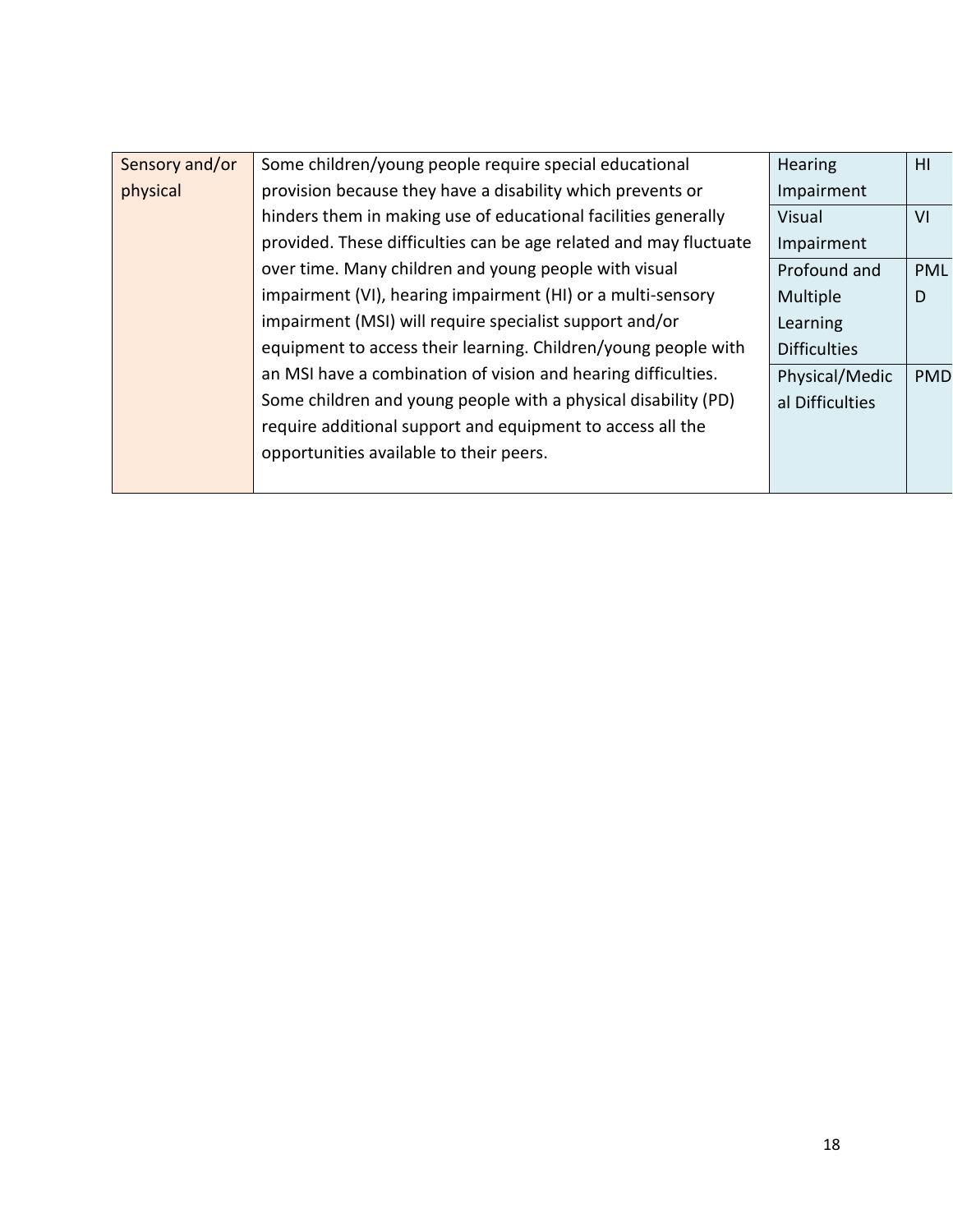| | | | |
|---|---|---|---|
| Sensory and/or physical | Some children/young people require special educational provision because they have a disability which prevents or hinders them in making use of educational facilities generally provided. These difficulties can be age related and may fluctuate over time. Many children and young people with visual impairment (VI), hearing impairment (HI) or a multi-sensory impairment (MSI) will require specialist support and/or equipment to access their learning. Children/young people with an MSI have a combination of vision and hearing difficulties. Some children and young people with a physical disability (PD) require additional support and equipment to access all the opportunities available to their peers. | Hearing Impairment | HI |
| | | Visual Impairment | VI |
| | | Profound and Multiple Learning Difficulties | PMLD |
| | | Physical/Medical Difficulties | PMD |